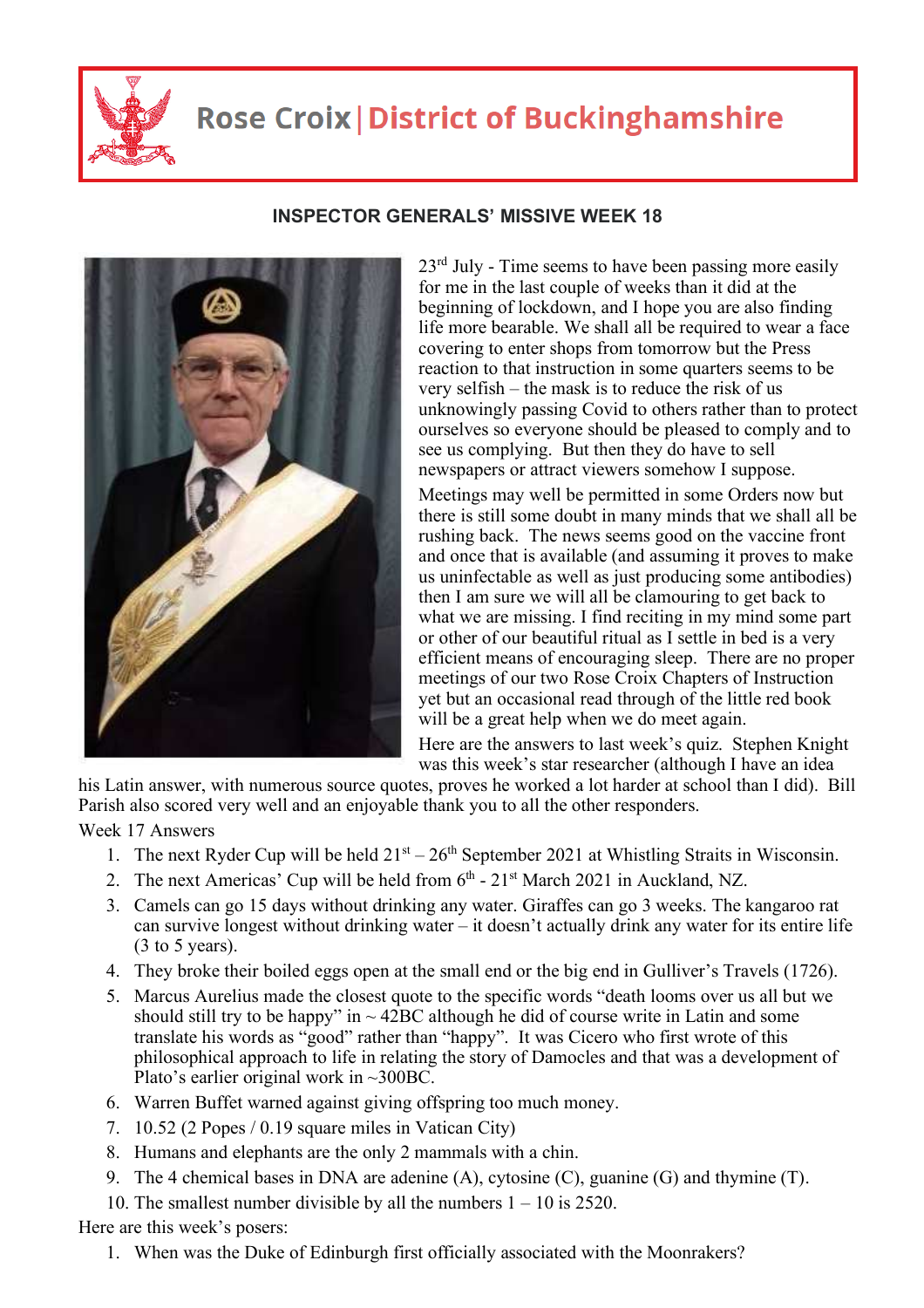# Rose Croix | District of Buckinghamshire

## INSPECTOR GENERALS' MISSIVE WEEK 18

23rd July - Time seems to have been passing more easily for me in the last couple of weeks than it did at the beginning of lockdown, and I hope you are also finding life more bearable. We shall all be required to wear a face covering to enter shops from tomorrow but the Press reaction to that instruction in some quarters seems to be very selfish – the mask is to reduce the risk of us unknowingly passing Covid to others rather than to protect ourselves so everyone should be pleased to comply and to see us complying. But then they do have to sell newspapers or attract viewers somehow I suppose.

Meetings may well be permitted in some Orders now but there is still some doubt in many minds that we shall all be rushing back. The news seems good on the vaccine front and once that is available (and assuming it proves to make us uninfectable as well as just producing some antibodies) then I am sure we will all be clamouring to get back to what we are missing. I find reciting in my mind some part or other of our beautiful ritual as I settle in bed is a very efficient means of encouraging sleep. There are no proper meetings of our two Rose Croix Chapters of Instruction yet but an occasional read through of the little red book will be a great help when we do meet again.

Here are the answers to last week's quiz. Stephen Knight was this week's star researcher (although I have an idea his Latin answer, with numerous source quotes, proves he worked a lot harder at school than I did). Bill Parish also scored very well and an enjoyable thank you to all the other responders.

Week 17 Answers

1. The next Ryder Cup will be held 21st – 26th September 2021 at Whistling Straits in Wisconsin.
2. The next Americas' Cup will be held from 6th - 21st March 2021 in Auckland, NZ.
3. Camels can go 15 days without drinking any water. Giraffes can go 3 weeks. The kangaroo rat can survive longest without drinking water – it doesn't actually drink any water for its entire life (3 to 5 years).
4. They broke their boiled eggs open at the small end or the big end in Gulliver's Travels (1726).
5. Marcus Aurelius made the closest quote to the specific words "death looms over us all but we should still try to be happy" in ~ 42BC although he did of course write in Latin and some translate his words as "good" rather than "happy". It was Cicero who first wrote of this philosophical approach to life in relating the story of Damocles and that was a development of Plato's earlier original work in ~300BC.
6. Warren Buffet warned against giving offspring too much money.
7. 10.52 (2 Popes / 0.19 square miles in Vatican City)
8. Humans and elephants are the only 2 mammals with a chin.
9. The 4 chemical bases in DNA are adenine (A), cytosine (C), guanine (G) and thymine (T).
10. The smallest number divisible by all the numbers 1 – 10 is 2520.

Here are this week's posers:

1. When was the Duke of Edinburgh first officially associated with the Moonrakers?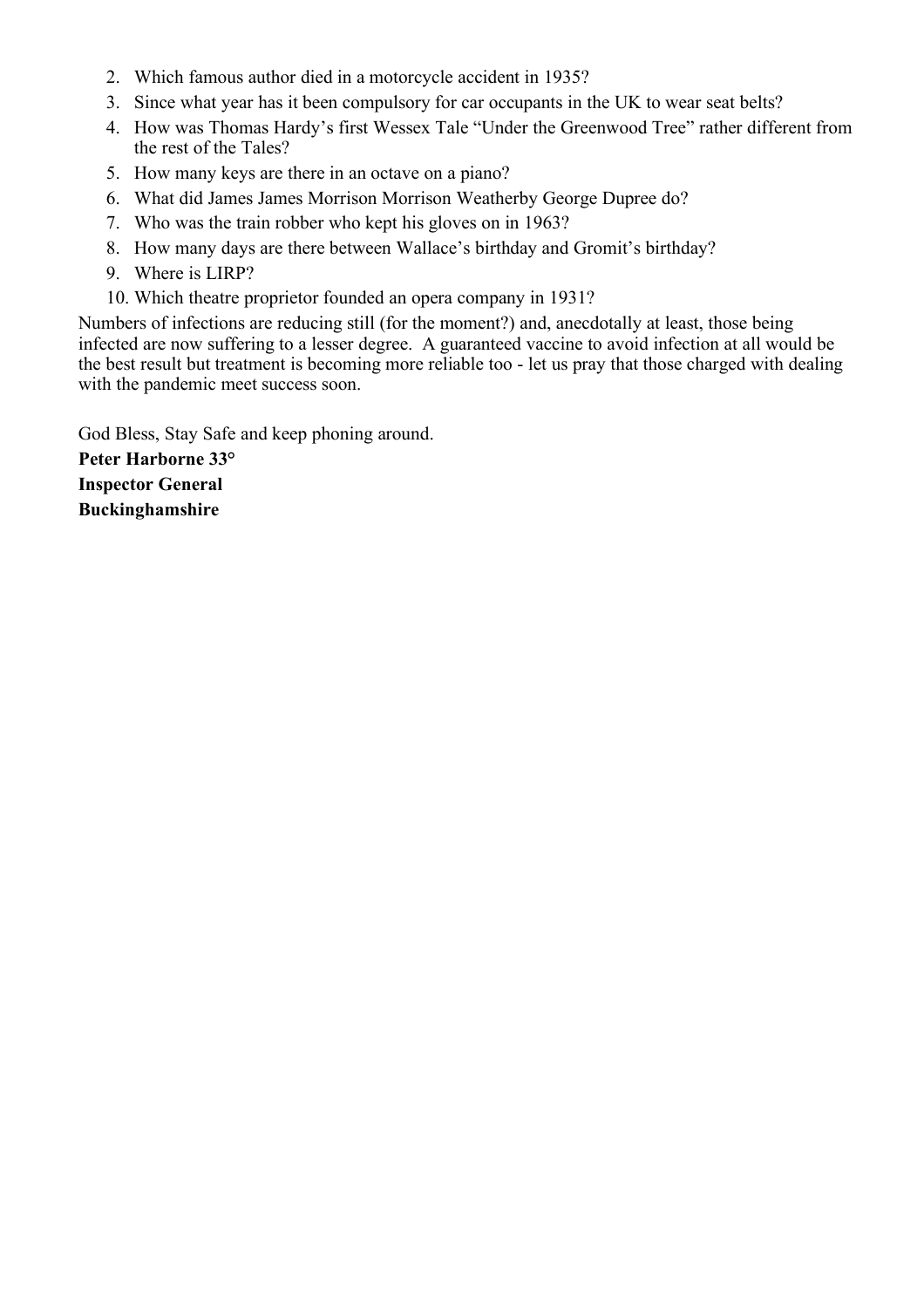2. Which famous author died in a motorcycle accident in 1935?
3. Since what year has it been compulsory for car occupants in the UK to wear seat belts?
4. How was Thomas Hardy's first Wessex Tale "Under the Greenwood Tree" rather different from the rest of the Tales?
5. How many keys are there in an octave on a piano?
6. What did James James Morrison Morrison Weatherby George Dupree do?
7. Who was the train robber who kept his gloves on in 1963?
8. How many days are there between Wallace's birthday and Gromit's birthday?
9. Where is LIRP?
10. Which theatre proprietor founded an opera company in 1931?

Numbers of infections are reducing still (for the moment?) and, anecdotally at least, those being infected are now suffering to a lesser degree. A guaranteed vaccine to avoid infection at all would be the best result but treatment is becoming more reliable too - let us pray that those charged with dealing with the pandemic meet success soon.

God Bless, Stay Safe and keep phoning around.

**Peter Harborne 33°**
**Inspector General**
**Buckinghamshire**